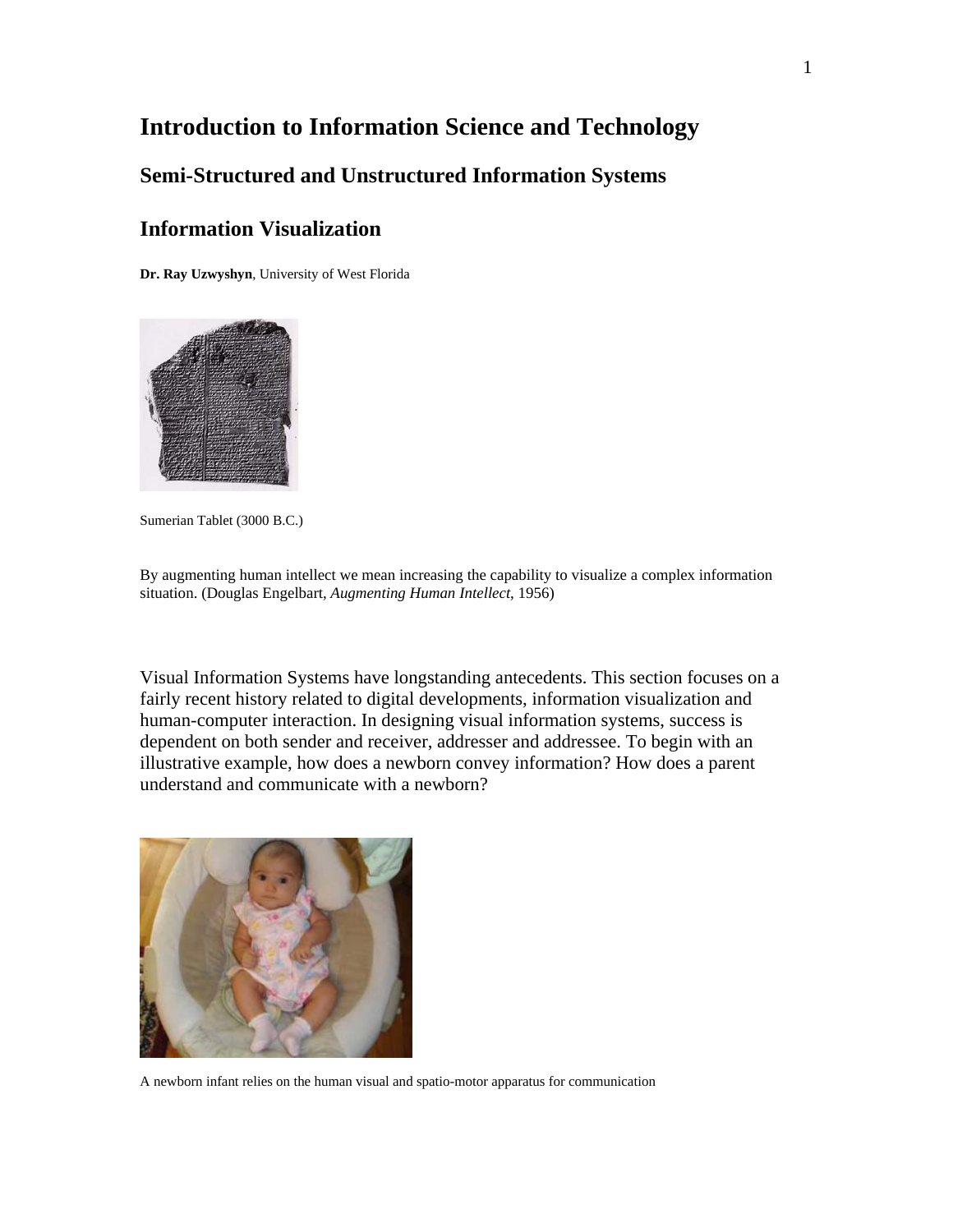# Introduction to Information Science and Technology

## Semi-Structured and Unstructured Information Systems

## Information Visualization

**Dr. Ray Uzwyshyn**, University of West Florida

Sumerian Tablet (3000 B.C.)

By augmenting human intellect we mean increasing the capability to visualize a complex information situation. (Douglas Engelbart, *Augmenting Human Intellect*, 1956)

Visual Information Systems have longstanding antecedents. This section focuses on a fairly recent history related to digital developments, information visualization and human-computer interaction. In designing visual information systems, success is dependent on both sender and receiver, addresser and addressee. To begin with an illustrative example, how does a newborn convey information? How does a parent understand and communicate with a newborn?

A newborn infant relies on the human visual and spatio-motor apparatus for communication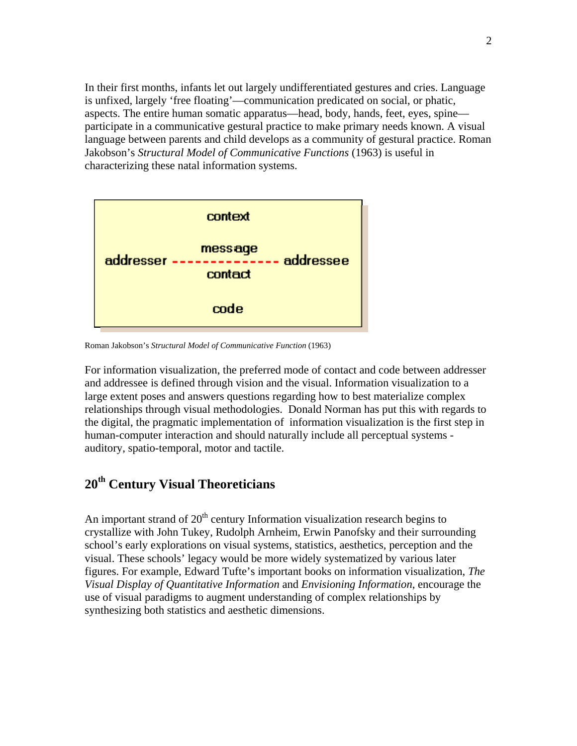In their first months, infants let out largely undifferentiated gestures and cries. Language is unfixed, largely 'free floating'—communication predicated on social, or phatic, aspects. The entire human somatic apparatus—head, body, hands, feet, eyes, spine—participate in a communicative gestural practice to make primary needs known. A visual language between parents and child develops as a community of gestural practice. Roman Jakobson's *Structural Model of Communicative Functions* (1963) is useful in characterizing these natal information systems.

context

message

addresser -------------- addressee

contact

code

Roman Jakobson's *Structural Model of Communicative Function* (1963)

For information visualization, the preferred mode of contact and code between addresser and addressee is defined through vision and the visual. Information visualization to a large extent poses and answers questions regarding how to best materialize complex relationships through visual methodologies. Donald Norman has put this with regards to the digital, the pragmatic implementation of information visualization is the first step in human-computer interaction and should naturally include all perceptual systems - auditory, spatio-temporal, motor and tactile.

## 20th Century Visual Theoreticians

An important strand of 20th century Information visualization research begins to crystallize with John Tukey, Rudolph Arnheim, Erwin Panofsky and their surrounding school's early explorations on visual systems, statistics, aesthetics, perception and the visual. These schools' legacy would be more widely systematized by various later figures. For example, Edward Tufte's important books on information visualization, *The Visual Display of Quantitative Information* and *Envisioning Information*, encourage the use of visual paradigms to augment understanding of complex relationships by synthesizing both statistics and aesthetic dimensions.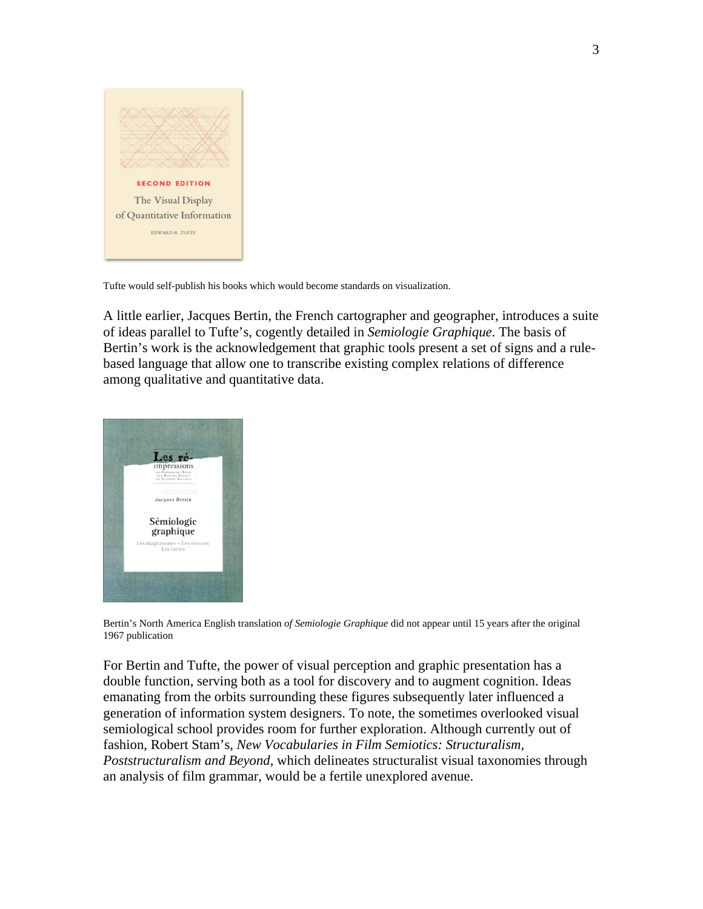Tufte would self-publish his books which would become standards on visualization.

A little earlier, Jacques Bertin, the French cartographer and geographer, introduces a suite of ideas parallel to Tufte's, cogently detailed in *Semiologie Graphique*. The basis of Bertin's work is the acknowledgement that graphic tools present a set of signs and a rule-based language that allow one to transcribe existing complex relations of difference among qualitative and quantitative data.

Bertin's North America English translation *of Semiologie Graphique* did not appear until 15 years after the original 1967 publication

For Bertin and Tufte, the power of visual perception and graphic presentation has a double function, serving both as a tool for discovery and to augment cognition. Ideas emanating from the orbits surrounding these figures subsequently later influenced a generation of information system designers. To note, the sometimes overlooked visual semiological school provides room for further exploration. Although currently out of fashion, Robert Stam's, *New Vocabularies in Film Semiotics: Structuralism, Poststructuralism and Beyond*, which delineates structuralist visual taxonomies through an analysis of film grammar, would be a fertile unexplored avenue.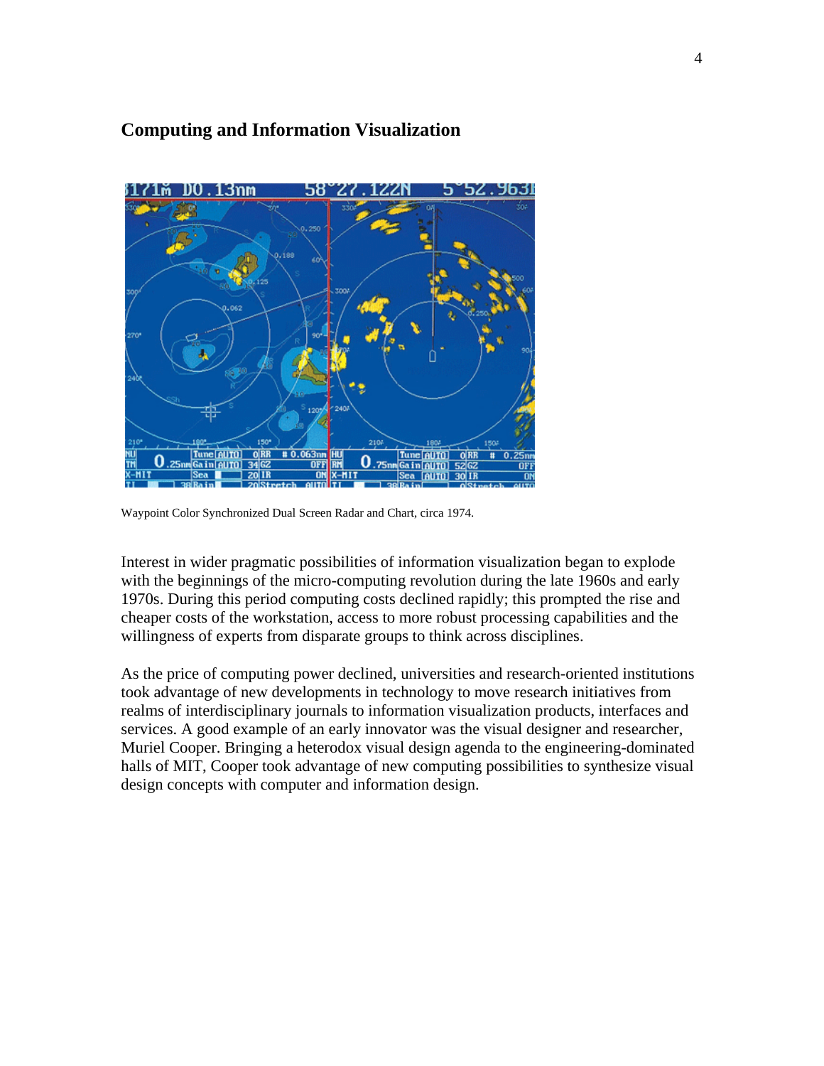## Computing and Information Visualization

Waypoint Color Synchronized Dual Screen Radar and Chart, circa 1974.

Interest in wider pragmatic possibilities of information visualization began to explode with the beginnings of the micro-computing revolution during the late 1960s and early 1970s. During this period computing costs declined rapidly; this prompted the rise and cheaper costs of the workstation, access to more robust processing capabilities and the willingness of experts from disparate groups to think across disciplines.

As the price of computing power declined, universities and research-oriented institutions took advantage of new developments in technology to move research initiatives from realms of interdisciplinary journals to information visualization products, interfaces and services. A good example of an early innovator was the visual designer and researcher, Muriel Cooper. Bringing a heterodox visual design agenda to the engineering-dominated halls of MIT, Cooper took advantage of new computing possibilities to synthesize visual design concepts with computer and information design.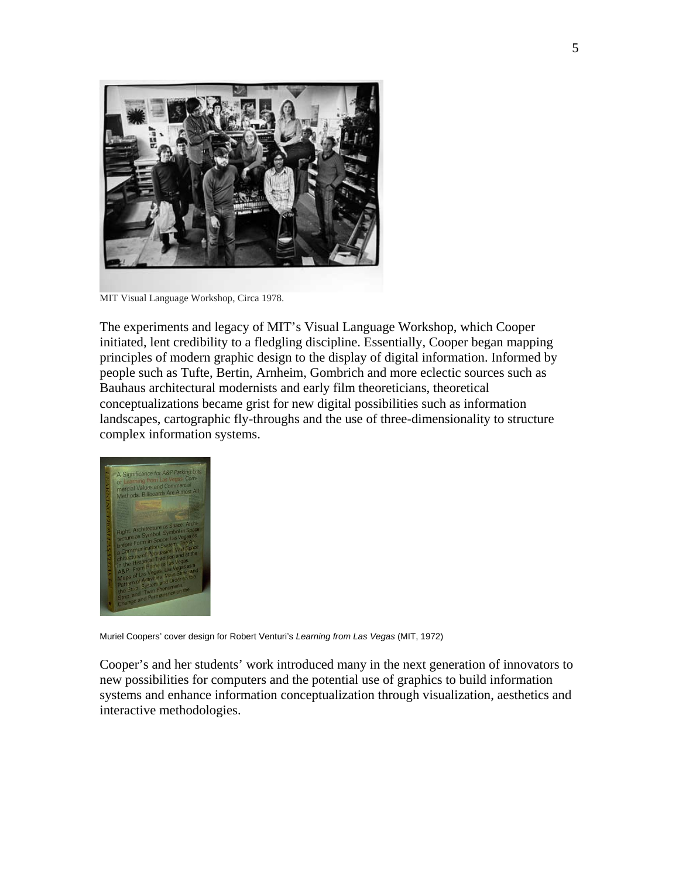MIT Visual Language Workshop, Circa 1978.

The experiments and legacy of MIT's Visual Language Workshop, which Cooper initiated, lent credibility to a fledgling discipline. Essentially, Cooper began mapping principles of modern graphic design to the display of digital information. Informed by people such as Tufte, Bertin, Arnheim, Gombrich and more eclectic sources such as Bauhaus architectural modernists and early film theoreticians, theoretical conceptualizations became grist for new digital possibilities such as information landscapes, cartographic fly-throughs and the use of three-dimensionality to structure complex information systems.

Muriel Coopers' cover design for Robert Venturi's *Learning from Las Vegas* (MIT, 1972)

Cooper's and her students' work introduced many in the next generation of innovators to new possibilities for computers and the potential use of graphics to build information systems and enhance information conceptualization through visualization, aesthetics and interactive methodologies.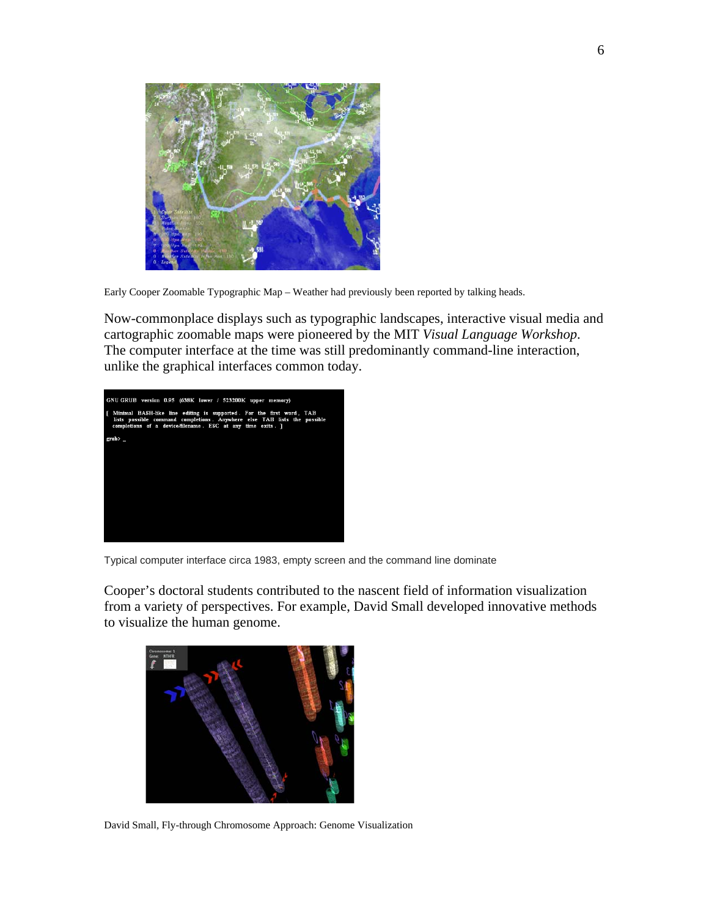Early Cooper Zoomable Typographic Map – Weather had previously been reported by talking heads.

Now-commonplace displays such as typographic landscapes, interactive visual media and cartographic zoomable maps were pioneered by the MIT *Visual Language Workshop*. The computer interface at the time was still predominantly command-line interaction, unlike the graphical interfaces common today.

Typical computer interface circa 1983, empty screen and the command line dominate

Cooper's doctoral students contributed to the nascent field of information visualization from a variety of perspectives. For example, David Small developed innovative methods to visualize the human genome.

David Small, Fly-through Chromosome Approach: Genome Visualization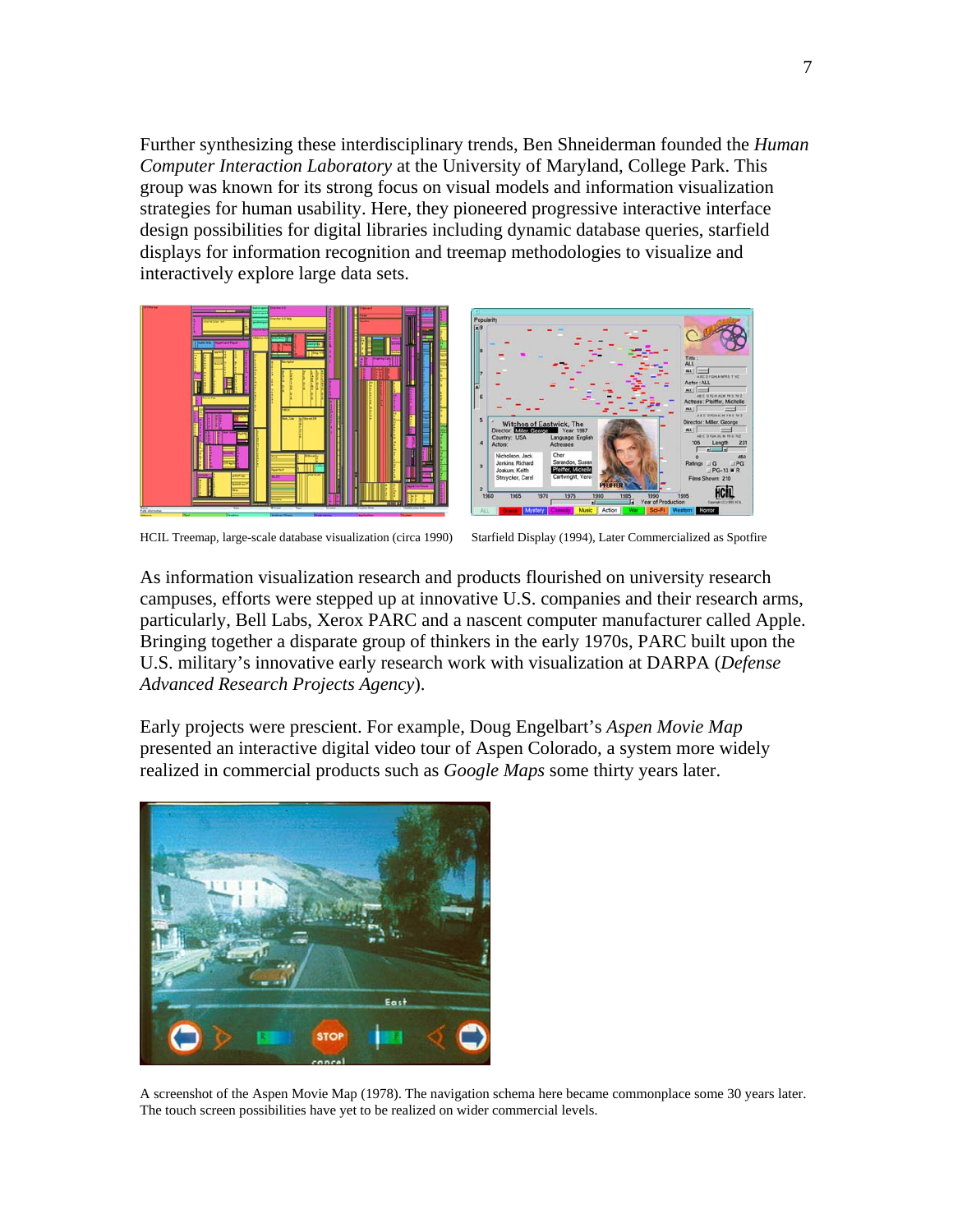Further synthesizing these interdisciplinary trends, Ben Shneiderman founded the *Human Computer Interaction Laboratory* at the University of Maryland, College Park. This group was known for its strong focus on visual models and information visualization strategies for human usability. Here, they pioneered progressive interactive interface design possibilities for digital libraries including dynamic database queries, starfield displays for information recognition and treemap methodologies to visualize and interactively explore large data sets.

HCIL Treemap, large-scale database visualization (circa 1990)

Starfield Display (1994), Later Commercialized as Spotfire

As information visualization research and products flourished on university research campuses, efforts were stepped up at innovative U.S. companies and their research arms, particularly, Bell Labs, Xerox PARC and a nascent computer manufacturer called Apple. Bringing together a disparate group of thinkers in the early 1970s, PARC built upon the U.S. military's innovative early research work with visualization at DARPA (*Defense Advanced Research Projects Agency*).

Early projects were prescient. For example, Doug Engelbart's *Aspen Movie Map* presented an interactive digital video tour of Aspen Colorado, a system more widely realized in commercial products such as *Google Maps* some thirty years later.

A screenshot of the Aspen Movie Map (1978). The navigation schema here became commonplace some 30 years later. The touch screen possibilities have yet to be realized on wider commercial levels.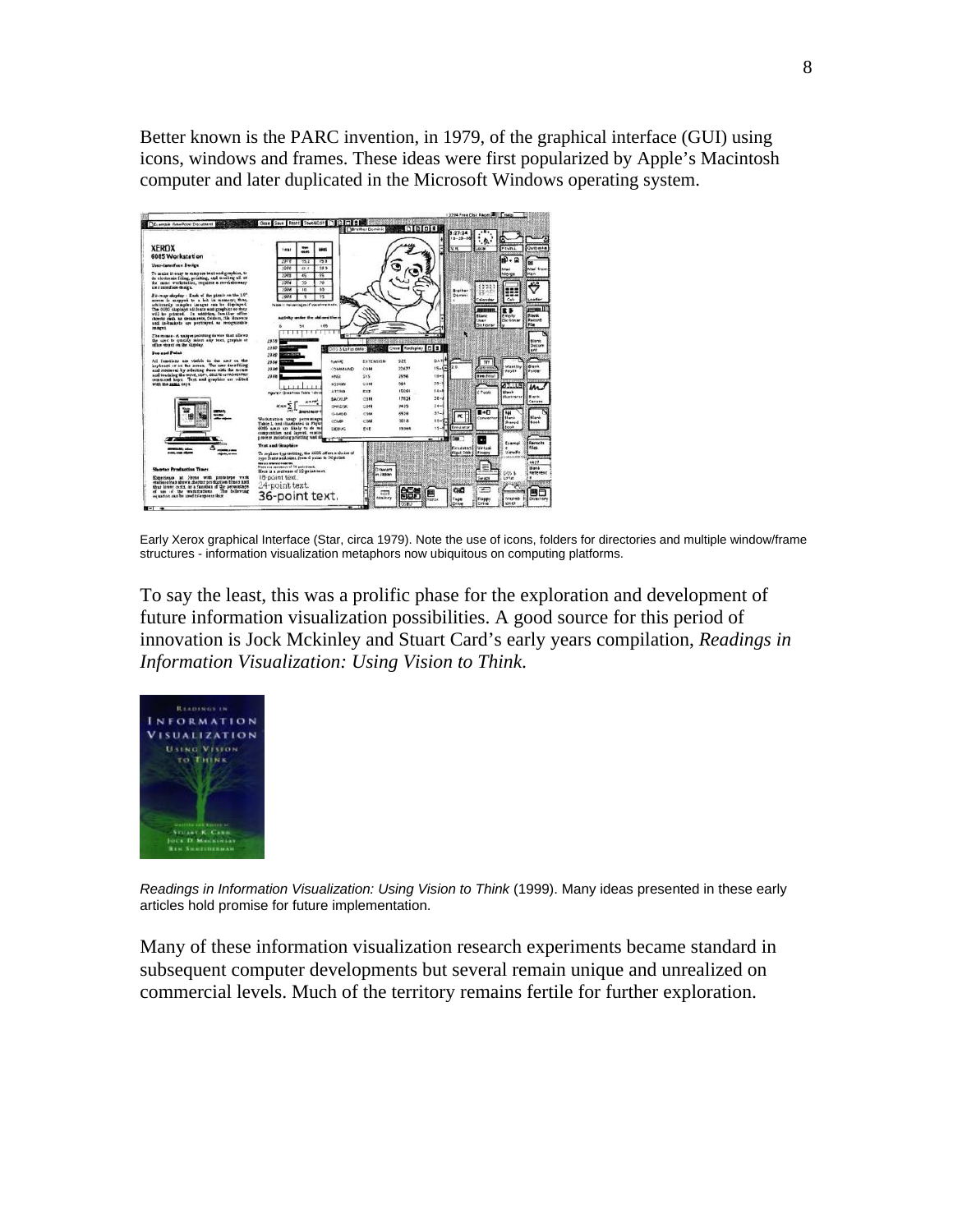Better known is the PARC invention, in 1979, of the graphical interface (GUI) using icons, windows and frames. These ideas were first popularized by Apple's Macintosh computer and later duplicated in the Microsoft Windows operating system.

Early Xerox graphical Interface (Star, circa 1979). Note the use of icons, folders for directories and multiple window/frame structures - information visualization metaphors now ubiquitous on computing platforms.

To say the least, this was a prolific phase for the exploration and development of future information visualization possibilities. A good source for this period of innovation is Jock Mckinley and Stuart Card's early years compilation, *Readings in Information Visualization: Using Vision to Think*.

*Readings in Information Visualization: Using Vision to Think* (1999). Many ideas presented in these early articles hold promise for future implementation.

Many of these information visualization research experiments became standard in subsequent computer developments but several remain unique and unrealized on commercial levels. Much of the territory remains fertile for further exploration.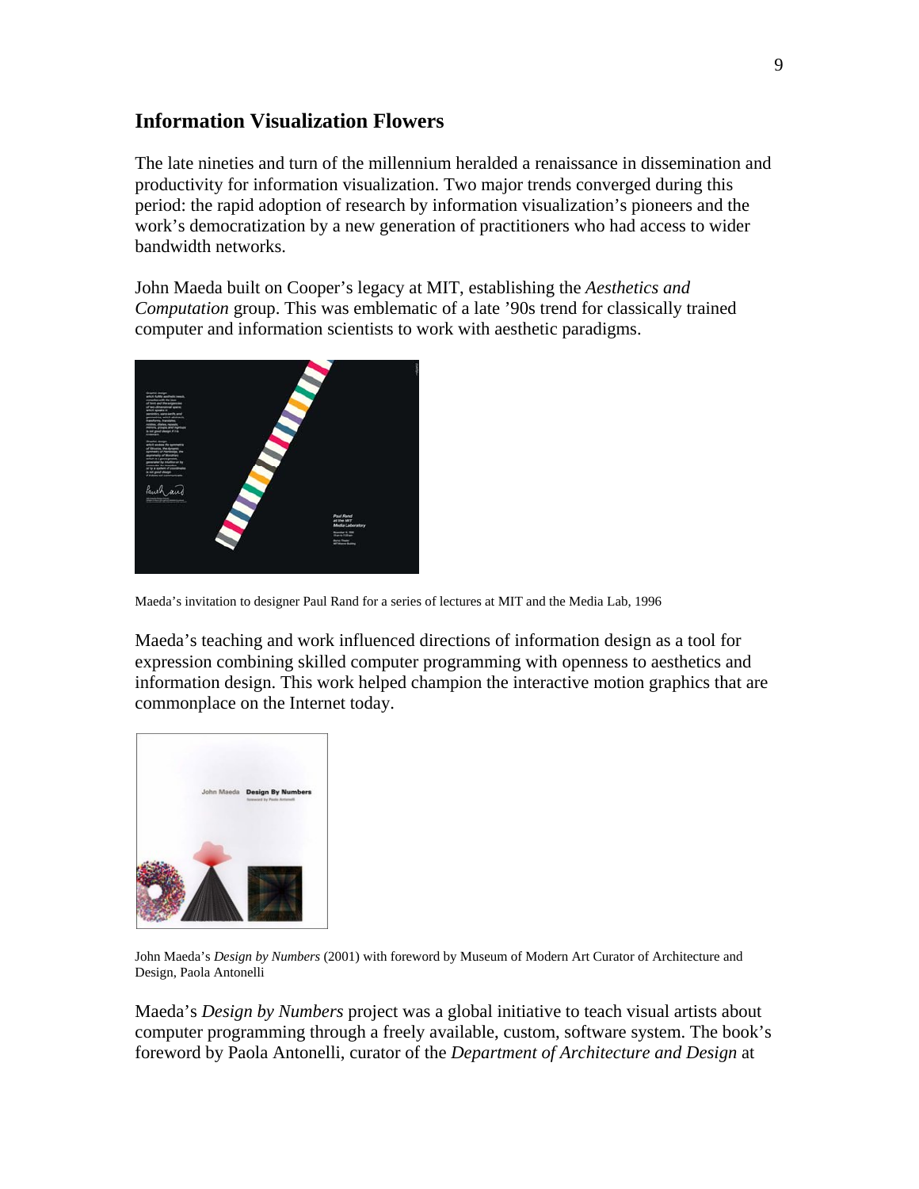## Information Visualization Flowers

The late nineties and turn of the millennium heralded a renaissance in dissemination and productivity for information visualization. Two major trends converged during this period: the rapid adoption of research by information visualization's pioneers and the work's democratization by a new generation of practitioners who had access to wider bandwidth networks.

John Maeda built on Cooper's legacy at MIT, establishing the *Aesthetics and Computation* group. This was emblematic of a late '90s trend for classically trained computer and information scientists to work with aesthetic paradigms.

Maeda's invitation to designer Paul Rand for a series of lectures at MIT and the Media Lab, 1996

Maeda's teaching and work influenced directions of information design as a tool for expression combining skilled computer programming with openness to aesthetics and information design. This work helped champion the interactive motion graphics that are commonplace on the Internet today.

John Maeda's *Design by Numbers* (2001) with foreword by Museum of Modern Art Curator of Architecture and Design, Paola Antonelli

Maeda's *Design by Numbers* project was a global initiative to teach visual artists about computer programming through a freely available, custom, software system. The book's foreword by Paola Antonelli, curator of the *Department of Architecture and Design* at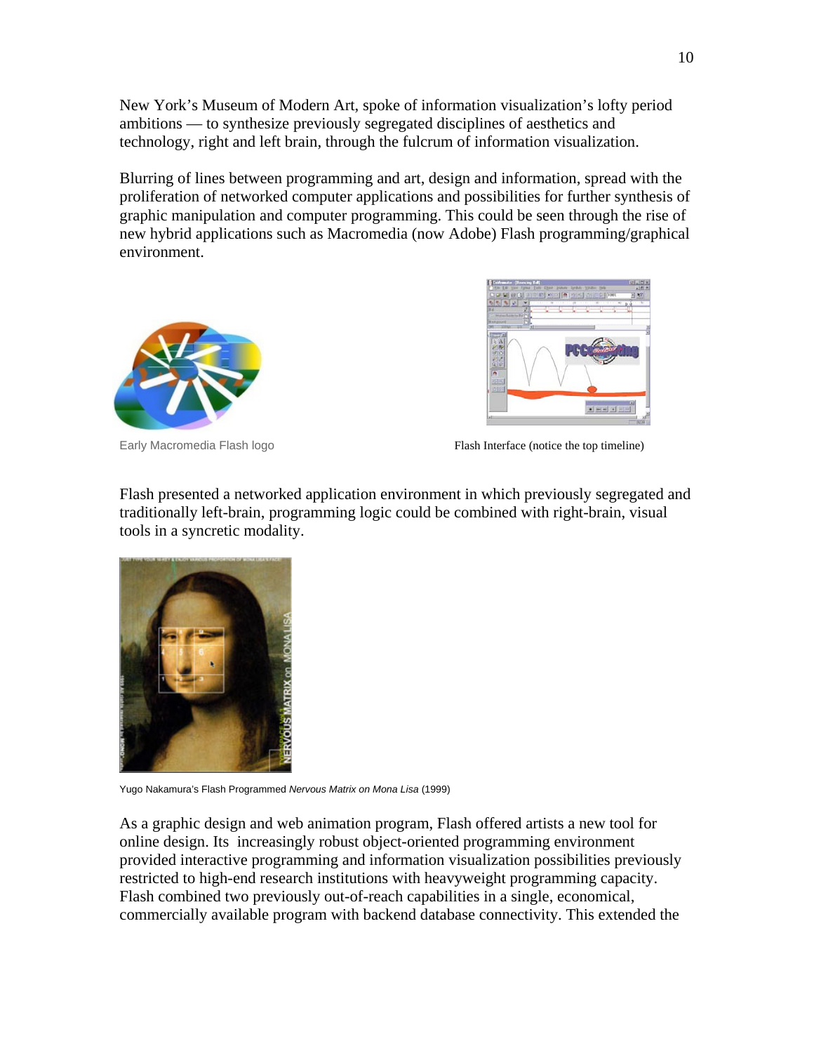New York's Museum of Modern Art, spoke of information visualization's lofty period ambitions — to synthesize previously segregated disciplines of aesthetics and technology, right and left brain, through the fulcrum of information visualization.

Blurring of lines between programming and art, design and information, spread with the proliferation of networked computer applications and possibilities for further synthesis of graphic manipulation and computer programming. This could be seen through the rise of new hybrid applications such as Macromedia (now Adobe) Flash programming/graphical environment.

Early Macromedia Flash logo

Flash Interface (notice the top timeline)

Flash presented a networked application environment in which previously segregated and traditionally left-brain, programming logic could be combined with right-brain, visual tools in a syncretic modality.

Yugo Nakamura's Flash Programmed *Nervous Matrix on Mona Lisa* (1999)

As a graphic design and web animation program, Flash offered artists a new tool for online design. Its increasingly robust object-oriented programming environment provided interactive programming and information visualization possibilities previously restricted to high-end research institutions with heavyweight programming capacity. Flash combined two previously out-of-reach capabilities in a single, economical, commercially available program with backend database connectivity. This extended the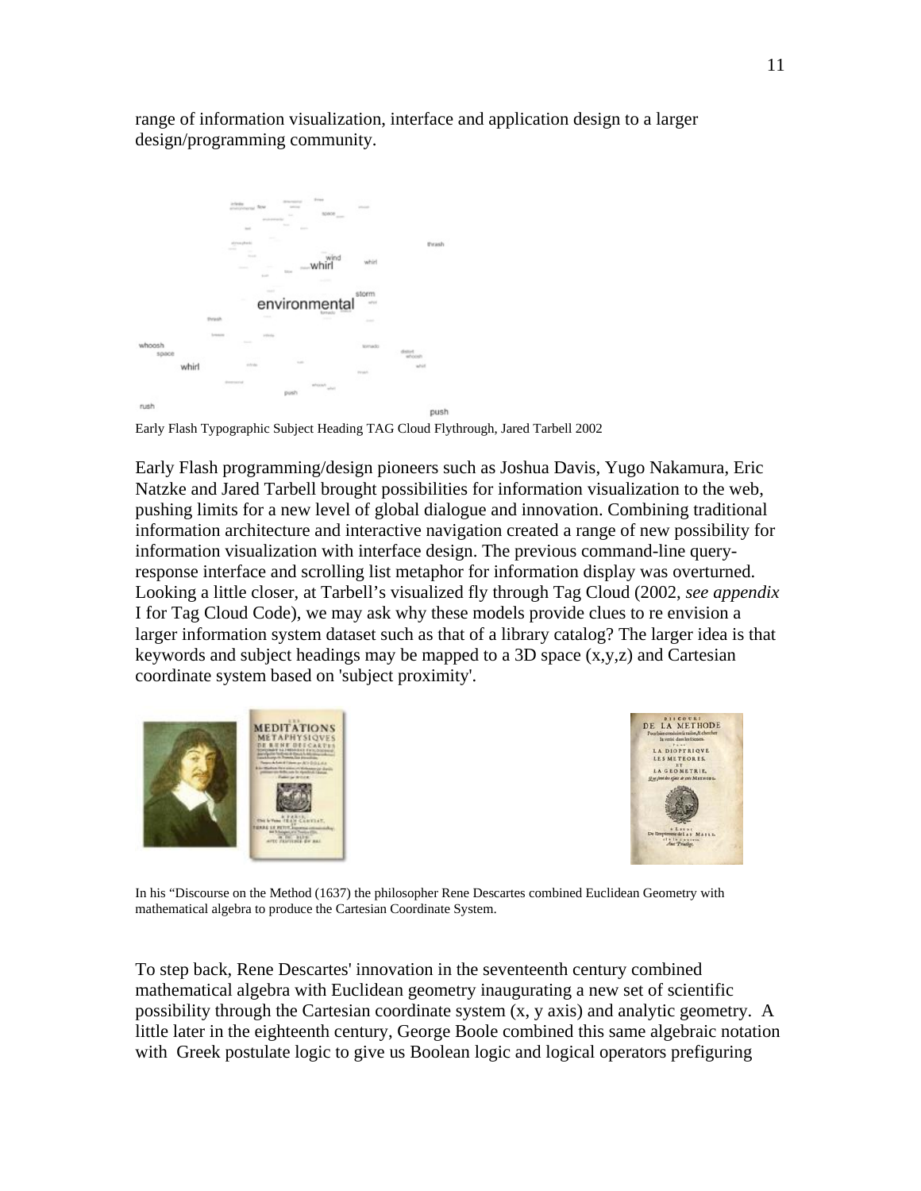range of information visualization, interface and application design to a larger design/programming community.

Early Flash Typographic Subject Heading TAG Cloud Flythrough, Jared Tarbell 2002

Early Flash programming/design pioneers such as Joshua Davis, Yugo Nakamura, Eric Natzke and Jared Tarbell brought possibilities for information visualization to the web, pushing limits for a new level of global dialogue and innovation. Combining traditional information architecture and interactive navigation created a range of new possibility for information visualization with interface design. The previous command-line query-response interface and scrolling list metaphor for information display was overturned. Looking a little closer, at Tarbell's visualized fly through Tag Cloud (2002, *see appendix* I for Tag Cloud Code), we may ask why these models provide clues to re envision a larger information system dataset such as that of a library catalog? The larger idea is that keywords and subject headings may be mapped to a 3D space (x,y,z) and Cartesian coordinate system based on 'subject proximity'.

In his "Discourse on the Method (1637) the philosopher Rene Descartes combined Euclidean Geometry with mathematical algebra to produce the Cartesian Coordinate System.

To step back, Rene Descartes' innovation in the seventeenth century combined mathematical algebra with Euclidean geometry inaugurating a new set of scientific possibility through the Cartesian coordinate system (x, y axis) and analytic geometry. A little later in the eighteenth century, George Boole combined this same algebraic notation with Greek postulate logic to give us Boolean logic and logical operators prefiguring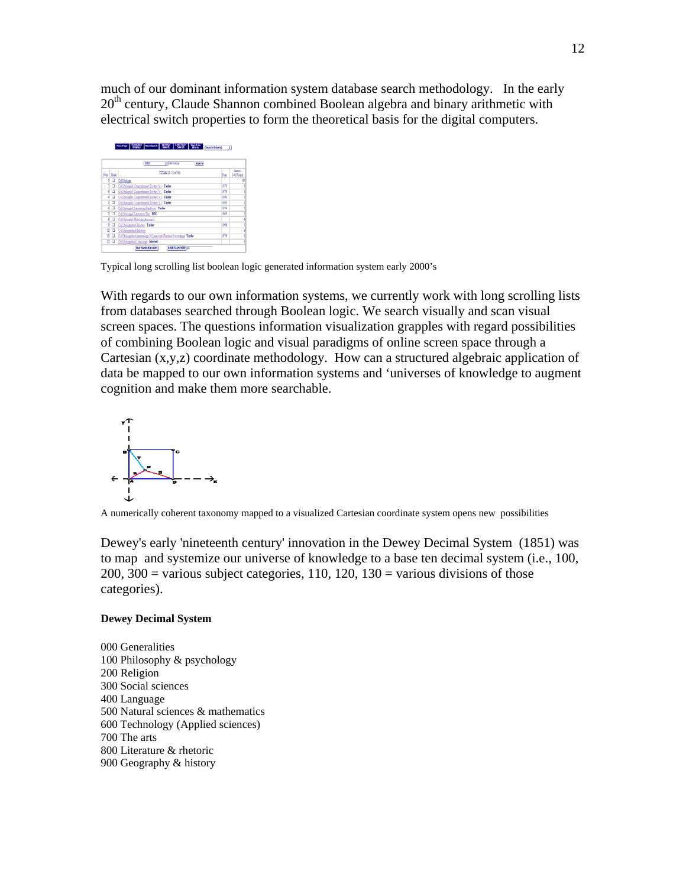much of our dominant information system database search methodology. In the early 20th century, Claude Shannon combined Boolean algebra and binary arithmetic with electrical switch properties to form the theoretical basis for the digital computers.

Typical long scrolling list boolean logic generated information system early 2000's

With regards to our own information systems, we currently work with long scrolling lists from databases searched through Boolean logic. We search visually and scan visual screen spaces. The questions information visualization grapples with regard possibilities of combining Boolean logic and visual paradigms of online screen space through a Cartesian (x,y,z) coordinate methodology. How can a structured algebraic application of data be mapped to our own information systems and 'universes of knowledge to augment cognition and make them more searchable.

A numerically coherent taxonomy mapped to a visualized Cartesian coordinate system opens new possibilities

Dewey's early 'nineteenth century' innovation in the Dewey Decimal System (1851) was to map and systemize our universe of knowledge to a base ten decimal system (i.e., 100, 200, 300 = various subject categories, 110, 120, 130 = various divisions of those categories).

**Dewey Decimal System**

000 Generalities
100 Philosophy & psychology
200 Religion
300 Social sciences
400 Language
500 Natural sciences & mathematics
600 Technology (Applied sciences)
700 The arts
800 Literature & rhetoric
900 Geography & history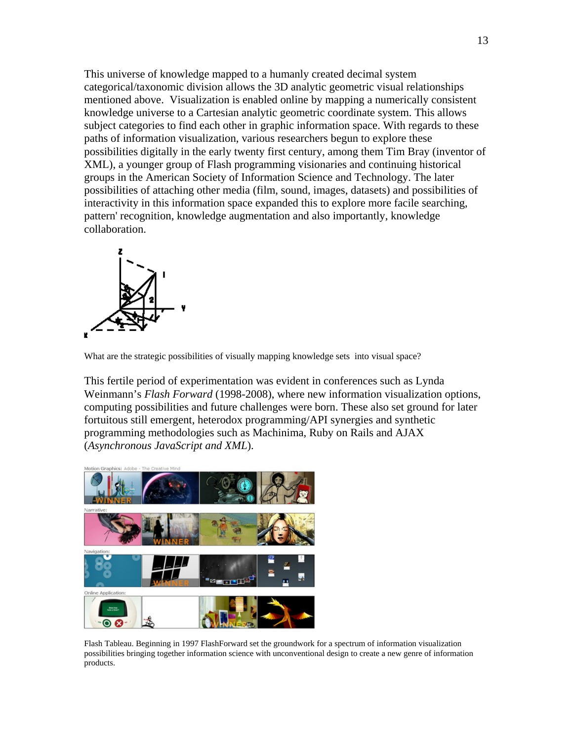This universe of knowledge mapped to a humanly created decimal system categorical/taxonomic division allows the 3D analytic geometric visual relationships mentioned above. Visualization is enabled online by mapping a numerically consistent knowledge universe to a Cartesian analytic geometric coordinate system. This allows subject categories to find each other in graphic information space. With regards to these paths of information visualization, various researchers begun to explore these possibilities digitally in the early twenty first century, among them Tim Bray (inventor of XML), a younger group of Flash programming visionaries and continuing historical groups in the American Society of Information Science and Technology. The later possibilities of attaching other media (film, sound, images, datasets) and possibilities of interactivity in this information space expanded this to explore more facile searching, pattern' recognition, knowledge augmentation and also importantly, knowledge collaboration.

What are the strategic possibilities of visually mapping knowledge sets into visual space?

This fertile period of experimentation was evident in conferences such as Lynda Weinmann's *Flash Forward* (1998-2008), where new information visualization options, computing possibilities and future challenges were born. These also set ground for later fortuitous still emergent, heterodox programming/API synergies and synthetic programming methodologies such as Machinima, Ruby on Rails and AJAX (*Asynchronous JavaScript and XML*).

Flash Tableau. Beginning in 1997 FlashForward set the groundwork for a spectrum of information visualization possibilities bringing together information science with unconventional design to create a new genre of information products.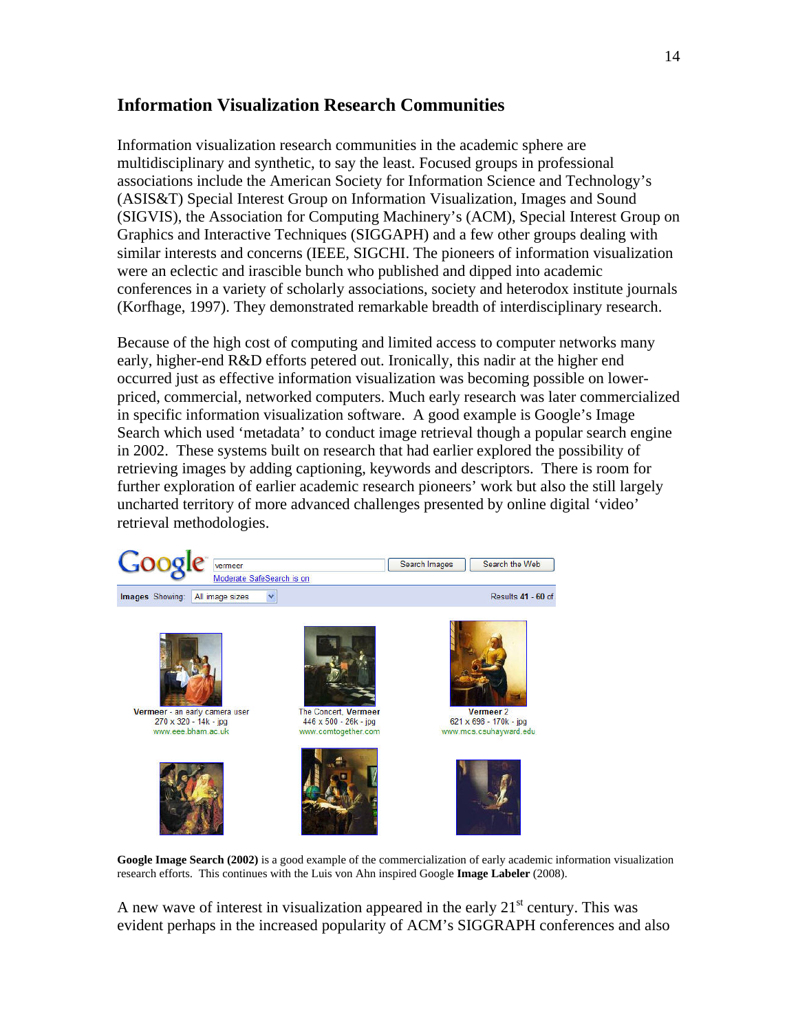## Information Visualization Research Communities

Information visualization research communities in the academic sphere are multidisciplinary and synthetic, to say the least. Focused groups in professional associations include the American Society for Information Science and Technology's (ASIS&T) Special Interest Group on Information Visualization, Images and Sound (SIGVIS), the Association for Computing Machinery's (ACM), Special Interest Group on Graphics and Interactive Techniques (SIGGAPH) and a few other groups dealing with similar interests and concerns (IEEE, SIGCHI. The pioneers of information visualization were an eclectic and irascible bunch who published and dipped into academic conferences in a variety of scholarly associations, society and heterodox institute journals (Korfhage, 1997). They demonstrated remarkable breadth of interdisciplinary research.

Because of the high cost of computing and limited access to computer networks many early, higher-end R&D efforts petered out. Ironically, this nadir at the higher end occurred just as effective information visualization was becoming possible on lower-priced, commercial, networked computers. Much early research was later commercialized in specific information visualization software. A good example is Google's Image Search which used 'metadata' to conduct image retrieval though a popular search engine in 2002. These systems built on research that had earlier explored the possibility of retrieving images by adding captioning, keywords and descriptors. There is room for further exploration of earlier academic research pioneers' work but also the still largely uncharted territory of more advanced challenges presented by online digital 'video' retrieval methodologies.

**Google Image Search (2002)** is a good example of the commercialization of early academic information visualization research efforts. This continues with the Luis von Ahn inspired Google **Image Labeler** (2008).

A new wave of interest in visualization appeared in the early 21st century. This was evident perhaps in the increased popularity of ACM's SIGGRAPH conferences and also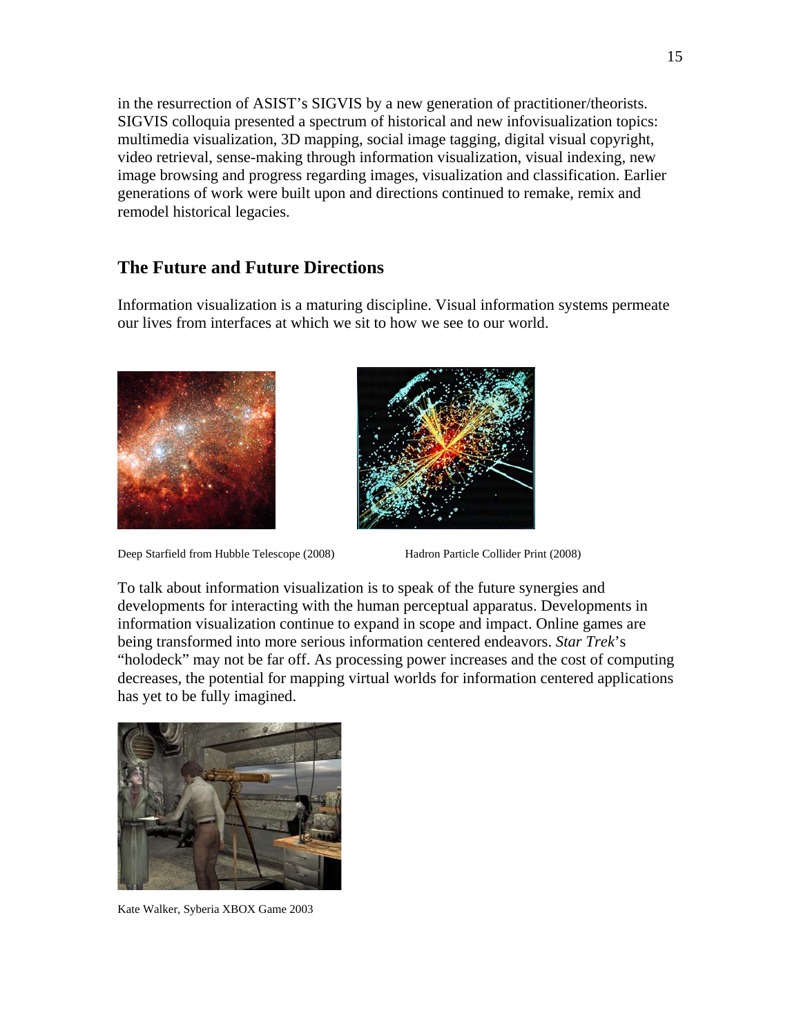in the resurrection of ASIST's SIGVIS by a new generation of practitioner/theorists. SIGVIS colloquia presented a spectrum of historical and new infovisualization topics: multimedia visualization, 3D mapping, social image tagging, digital visual copyright, video retrieval, sense-making through information visualization, visual indexing, new image browsing and progress regarding images, visualization and classification. Earlier generations of work were built upon and directions continued to remake, remix and remodel historical legacies.

## The Future and Future Directions

Information visualization is a maturing discipline. Visual information systems permeate our lives from interfaces at which we sit to how we see to our world.

Deep Starfield from Hubble Telescope (2008)

Hadron Particle Collider Print (2008)

To talk about information visualization is to speak of the future synergies and developments for interacting with the human perceptual apparatus. Developments in information visualization continue to expand in scope and impact. Online games are being transformed into more serious information centered endeavors. *Star Trek*'s "holodeck" may not be far off. As processing power increases and the cost of computing decreases, the potential for mapping virtual worlds for information centered applications has yet to be fully imagined.

Kate Walker, Syberia XBOX Game 2003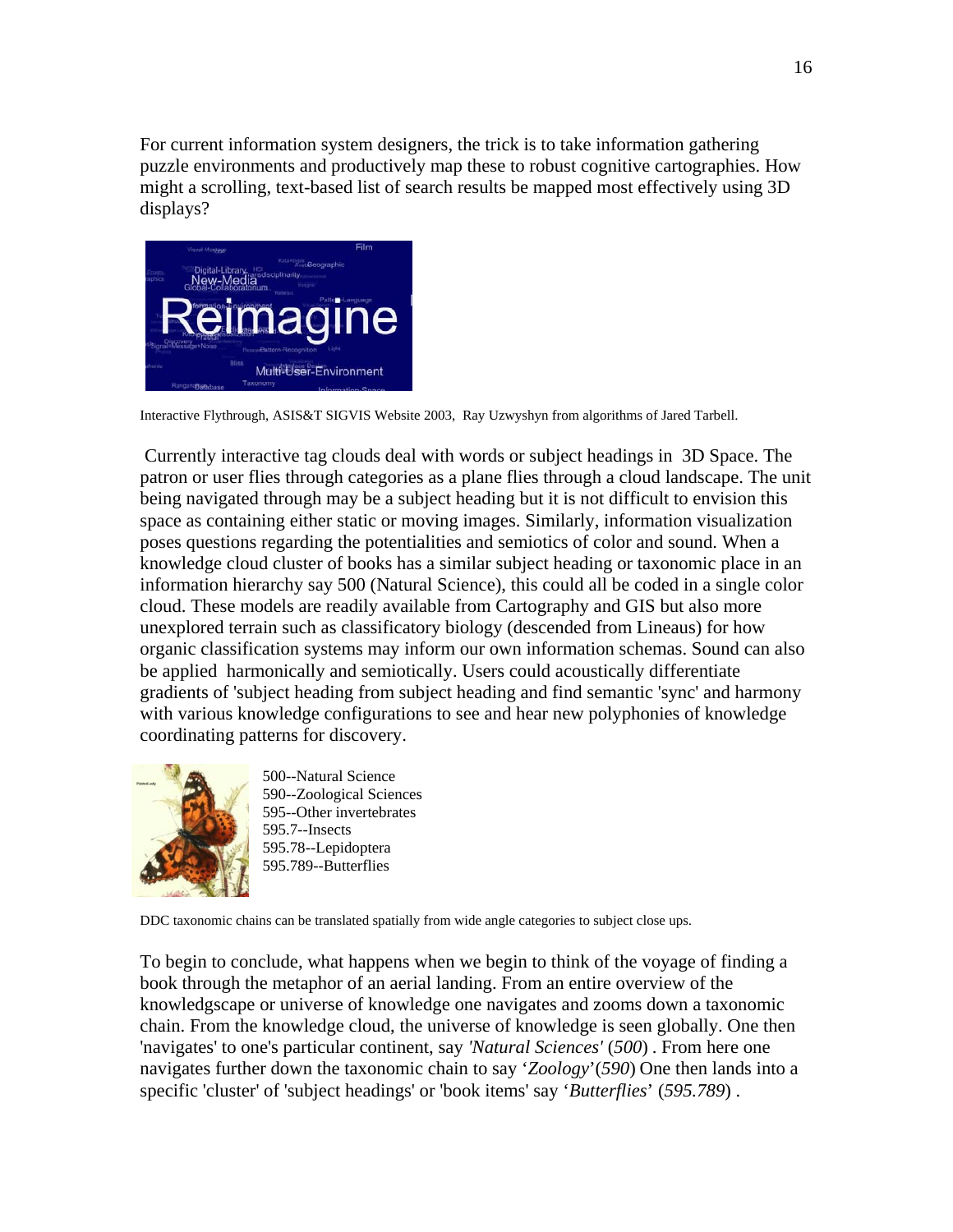For current information system designers, the trick is to take information gathering puzzle environments and productively map these to robust cognitive cartographies. How might a scrolling, text-based list of search results be mapped most effectively using 3D displays?

Interactive Flythrough, ASIS&T SIGVIS Website 2003, Ray Uzwyshyn from algorithms of Jared Tarbell.

Currently interactive tag clouds deal with words or subject headings in 3D Space. The patron or user flies through categories as a plane flies through a cloud landscape. The unit being navigated through may be a subject heading but it is not difficult to envision this space as containing either static or moving images. Similarly, information visualization poses questions regarding the potentialities and semiotics of color and sound. When a knowledge cloud cluster of books has a similar subject heading or taxonomic place in an information hierarchy say 500 (Natural Science), this could all be coded in a single color cloud. These models are readily available from Cartography and GIS but also more unexplored terrain such as classificatory biology (descended from Lineaus) for how organic classification systems may inform our own information schemas. Sound can also be applied harmonically and semiotically. Users could acoustically differentiate gradients of 'subject heading from subject heading and find semantic 'sync' and harmony with various knowledge configurations to see and hear new polyphonies of knowledge coordinating patterns for discovery.

500--Natural Science
590--Zoological Sciences
595--Other invertebrates
595.7--Insects
595.78--Lepidoptera
595.789--Butterflies

DDC taxonomic chains can be translated spatially from wide angle categories to subject close ups.

To begin to conclude, what happens when we begin to think of the voyage of finding a book through the metaphor of an aerial landing. From an entire overview of the knowledgscape or universe of knowledge one navigates and zooms down a taxonomic chain. From the knowledge cloud, the universe of knowledge is seen globally. One then 'navigates' to one's particular continent, say *'Natural Sciences'* (*500*) . From here one navigates further down the taxonomic chain to say '*Zoology*'(*590*) One then lands into a specific 'cluster' of 'subject headings' or 'book items' say '*Butterflies*' (*595.789*) .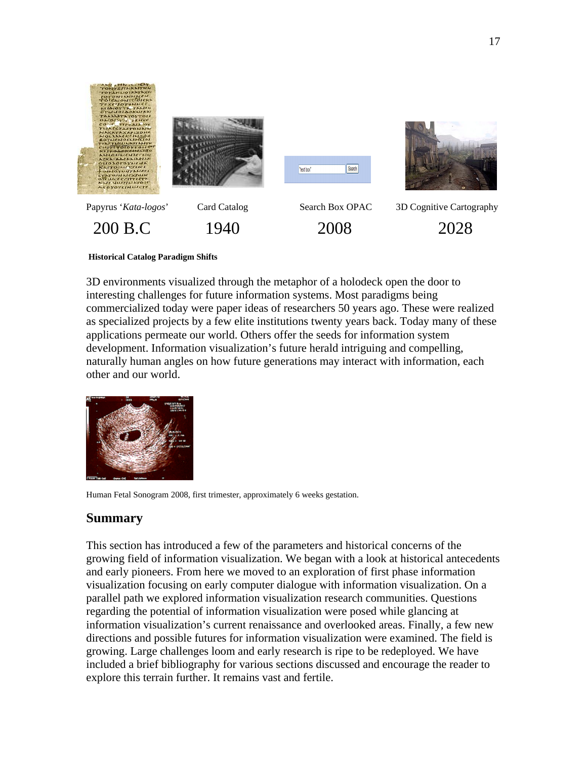Papyrus '*Kata-logos*' | Card Catalog | Search Box OPAC | 3D Cognitive Cartography

200 B.C | 1940 | 2008 | 2028

**Historical Catalog Paradigm Shifts**

3D environments visualized through the metaphor of a holodeck open the door to interesting challenges for future information systems. Most paradigms being commercialized today were paper ideas of researchers 50 years ago. These were realized as specialized projects by a few elite institutions twenty years back. Today many of these applications permeate our world. Others offer the seeds for information system development. Information visualization's future herald intriguing and compelling, naturally human angles on how future generations may interact with information, each other and our world.

Human Fetal Sonogram 2008, first trimester, approximately 6 weeks gestation.

## Summary

This section has introduced a few of the parameters and historical concerns of the growing field of information visualization. We began with a look at historical antecedents and early pioneers. From here we moved to an exploration of first phase information visualization focusing on early computer dialogue with information visualization. On a parallel path we explored information visualization research communities. Questions regarding the potential of information visualization were posed while glancing at information visualization's current renaissance and overlooked areas. Finally, a few new directions and possible futures for information visualization were examined. The field is growing. Large challenges loom and early research is ripe to be redeployed. We have included a brief bibliography for various sections discussed and encourage the reader to explore this terrain further. It remains vast and fertile.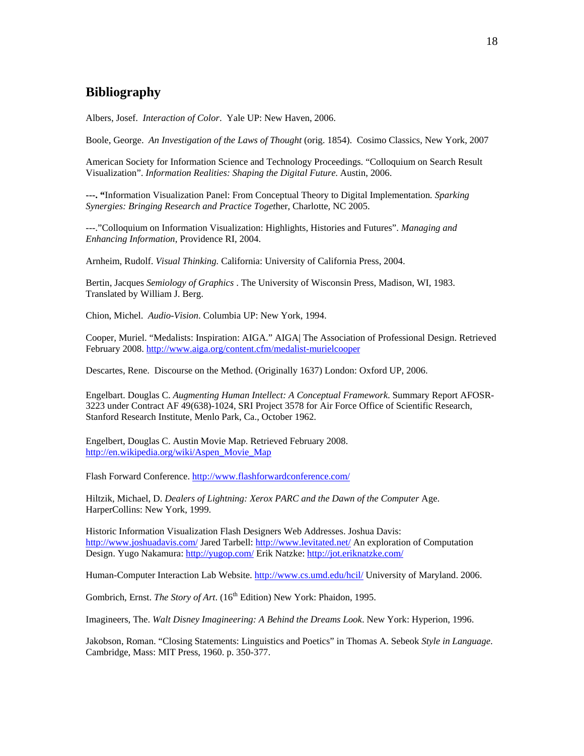## Bibliography

Albers, Josef. *Interaction of Color*. Yale UP: New Haven, 2006.

Boole, George. *An Investigation of the Laws of Thought* (orig. 1854). Cosimo Classics, New York, 2007

American Society for Information Science and Technology Proceedings. "Colloquium on Search Result Visualization". *Information Realities: Shaping the Digital Future*. Austin, 2006.

**---. "**Information Visualization Panel: From Conceptual Theory to Digital Implementation. *Sparking Synergies: Bringing Research and Practice Toget*her, Charlotte, NC 2005.

---."Colloquium on Information Visualization: Highlights, Histories and Futures". *Managing and Enhancing Information*, Providence RI, 2004.

Arnheim, Rudolf. *Visual Thinking.* California: University of California Press, 2004.

Bertin, Jacques *Semiology of Graphics* . The University of Wisconsin Press, Madison, WI, 1983. Translated by William J. Berg.

Chion, Michel. *Audio-Vision*. Columbia UP: New York, 1994.

Cooper, Muriel. "Medalists: Inspiration: AIGA." AIGA| The Association of Professional Design. Retrieved February 2008. http://www.aiga.org/content.cfm/medalist-murielcooper

Descartes, Rene. Discourse on the Method. (Originally 1637) London: Oxford UP, 2006.

Engelbart. Douglas C. *Augmenting Human Intellect: A Conceptual Framework*. Summary Report AFOSR-3223 under Contract AF 49(638)-1024, SRI Project 3578 for Air Force Office of Scientific Research, Stanford Research Institute, Menlo Park, Ca., October 1962.

Engelbert, Douglas C. Austin Movie Map. Retrieved February 2008. http://en.wikipedia.org/wiki/Aspen_Movie_Map

Flash Forward Conference. http://www.flashforwardconference.com/

Hiltzik, Michael, D. *Dealers of Lightning: Xerox PARC and the Dawn of the Computer* Age. HarperCollins: New York, 1999.

Historic Information Visualization Flash Designers Web Addresses. Joshua Davis: http://www.joshuadavis.com/ Jared Tarbell: http://www.levitated.net/ An exploration of Computation Design. Yugo Nakamura: http://yugop.com/ Erik Natzke: http://jot.eriknatzke.com/

Human-Computer Interaction Lab Website. http://www.cs.umd.edu/hcil/ University of Maryland. 2006.

Gombrich, Ernst. *The Story of Art*. (16th Edition) New York: Phaidon, 1995.

Imagineers, The. *Walt Disney Imagineering: A Behind the Dreams Look*. New York: Hyperion, 1996.

Jakobson, Roman. "Closing Statements: Linguistics and Poetics" in Thomas A. Sebeok *Style in Language*. Cambridge, Mass: MIT Press, 1960. p. 350-377.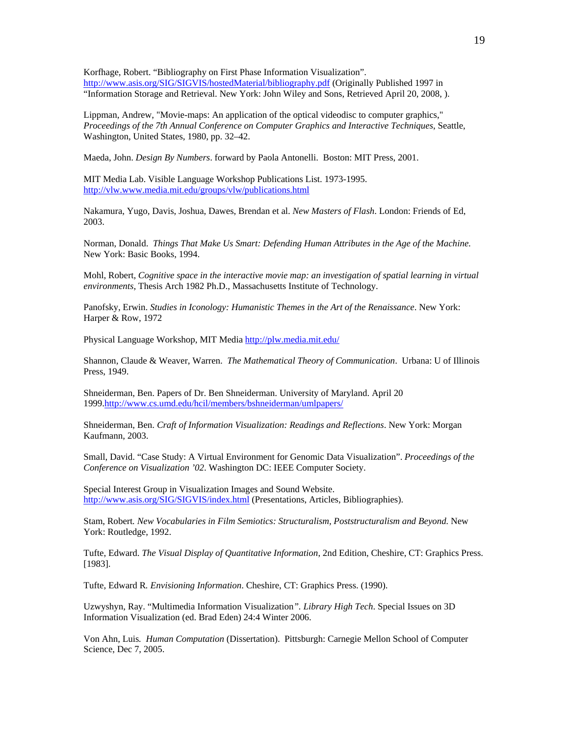Korfhage, Robert. “Bibliography on First Phase Information Visualization”. http://www.asis.org/SIG/SIGVIS/hostedMaterial/bibliography.pdf (Originally Published 1997 in “Information Storage and Retrieval. New York: John Wiley and Sons, Retrieved April 20, 2008, ).

Lippman, Andrew, "Movie-maps: An application of the optical videodisc to computer graphics," *Proceedings of the 7th Annual Conference on Computer Graphics and Interactive Techniques*, Seattle, Washington, United States, 1980, pp. 32–42.

Maeda, John. *Design By Numbers*. forward by Paola Antonelli. Boston: MIT Press, 2001.

MIT Media Lab. Visible Language Workshop Publications List. 1973-1995. http://vlw.www.media.mit.edu/groups/vlw/publications.html

Nakamura, Yugo, Davis, Joshua, Dawes, Brendan et al. *New Masters of Flash*. London: Friends of Ed, 2003.

Norman, Donald. *Things That Make Us Smart: Defending Human Attributes in the Age of the Machine.* New York: Basic Books, 1994.

Mohl, Robert, *Cognitive space in the interactive movie map: an investigation of spatial learning in virtual environments*, Thesis Arch 1982 Ph.D., Massachusetts Institute of Technology.

Panofsky, Erwin. *Studies in Iconology: Humanistic Themes in the Art of the Renaissance*. New York: Harper & Row, 1972

Physical Language Workshop, MIT Media http://plw.media.mit.edu/

Shannon, Claude & Weaver, Warren. *The Mathematical Theory of Communication*. Urbana: U of Illinois Press, 1949.

Shneiderman, Ben. Papers of Dr. Ben Shneiderman. University of Maryland. April 20 1999.http://www.cs.umd.edu/hcil/members/bshneiderman/umlpapers/

Shneiderman, Ben. *Craft of Information Visualization: Readings and Reflections*. New York: Morgan Kaufmann, 2003.

Small, David. “Case Study: A Virtual Environment for Genomic Data Visualization”. *Proceedings of the Conference on Visualization ’02*. Washington DC: IEEE Computer Society.

Special Interest Group in Visualization Images and Sound Website. http://www.asis.org/SIG/SIGVIS/index.html (Presentations, Articles, Bibliographies).

Stam, Robert*. New Vocabularies in Film Semiotics: Structuralism, Poststructuralism and Beyond.* New York: Routledge, 1992.

Tufte, Edward. *The Visual Display of Quantitative Information*, 2nd Edition, Cheshire, CT: Graphics Press. [1983].

Tufte, Edward R. *Envisioning Information*. Cheshire, CT: Graphics Press. (1990).

Uzwyshyn, Ray. “Multimedia Information Visualization*”. Library High Tech*. Special Issues on 3D Information Visualization (ed. Brad Eden) 24:4 Winter 2006.

Von Ahn, Luis*. Human Computation* (Dissertation). Pittsburgh: Carnegie Mellon School of Computer Science, Dec 7, 2005.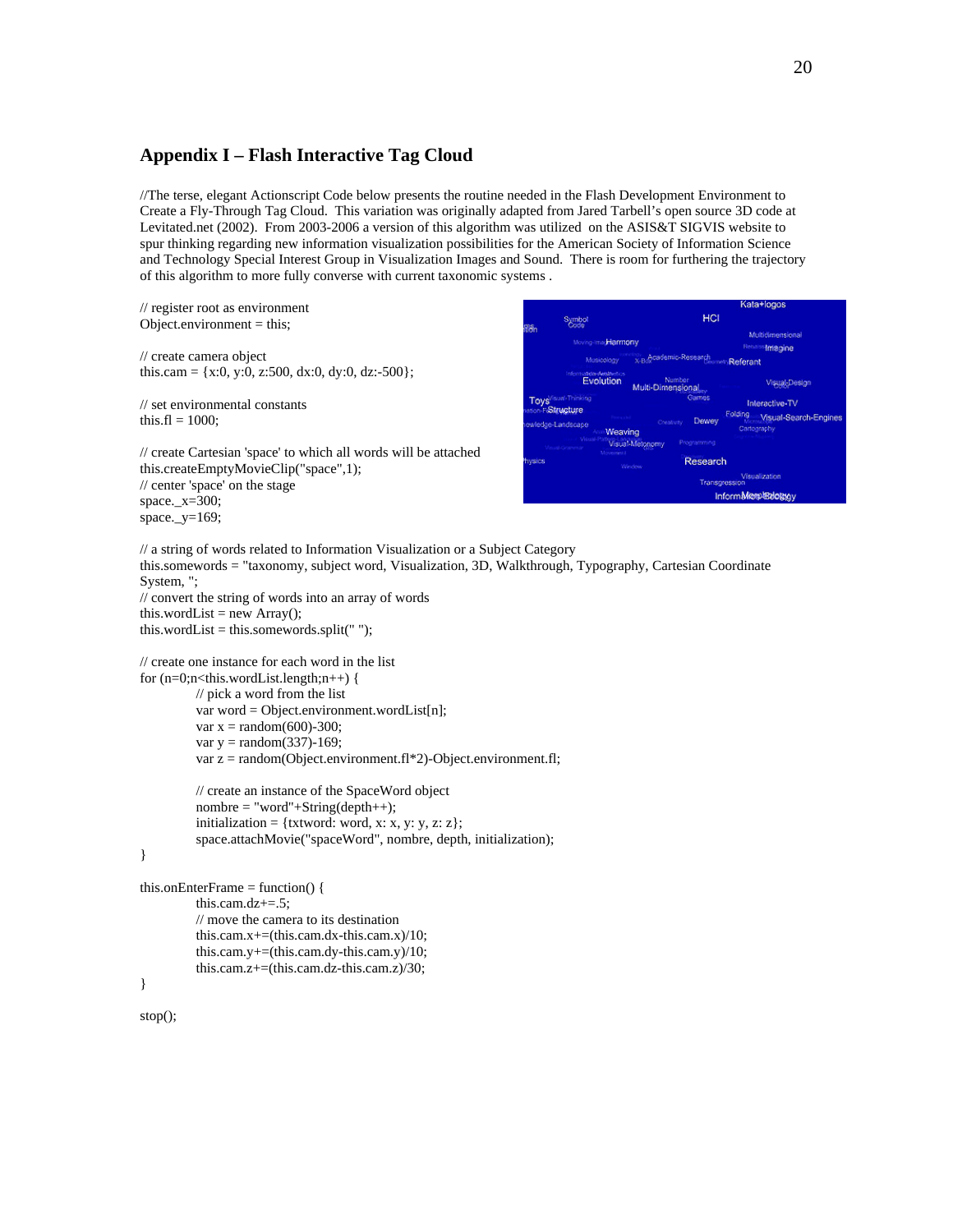## Appendix I – Flash Interactive Tag Cloud

//The terse, elegant Actionscript Code below presents the routine needed in the Flash Development Environment to Create a Fly-Through Tag Cloud. This variation was originally adapted from Jared Tarbell's open source 3D code at Levitated.net (2002). From 2003-2006 a version of this algorithm was utilized on the ASIS&T SIGVIS website to spur thinking regarding new information visualization possibilities for the American Society of Information Science and Technology Special Interest Group in Visualization Images and Sound. There is room for furthering the trajectory of this algorithm to more fully converse with current taxonomic systems .

```
// register root as environment
Object.environment = this;

// create camera object
this.cam = {x:0, y:0, z:500, dx:0, dy:0, dz:-500};

// set environmental constants
this.fl = 1000;

// create Cartesian 'space' to which all words will be attached
this.createEmptyMovieClip("space",1);
// center 'space' on the stage
space._x=300;
space._y=169;

// a string of words related to Information Visualization or a Subject Category
this.somewords = "taxonomy, subject word, Visualization, 3D, Walkthrough, Typography, Cartesian Coordinate System, ";
// convert the string of words into an array of words
this.wordList = new Array();
this.wordList = this.somewords.split(" ");

// create one instance for each word in the list
for (n=0;n<this.wordList.length;n++) {
        // pick a word from the list
        var word = Object.environment.wordList[n];
        var x = random(600)-300;
        var y = random(337)-169;
        var z = random(Object.environment.fl*2)-Object.environment.fl;

        // create an instance of the SpaceWord object
        nombre = "word"+String(depth++);
        initialization = {txtword: word, x: x, y: y, z: z};
        space.attachMovie("spaceWord", nombre, depth, initialization);
}

this.onEnterFrame = function() {
        this.cam.dz+=.5;
        // move the camera to its destination
        this.cam.x+=(this.cam.dx-this.cam.x)/10;
        this.cam.y+=(this.cam.dy-this.cam.y)/10;
        this.cam.z+=(this.cam.dz-this.cam.z)/30;
}

stop();
```